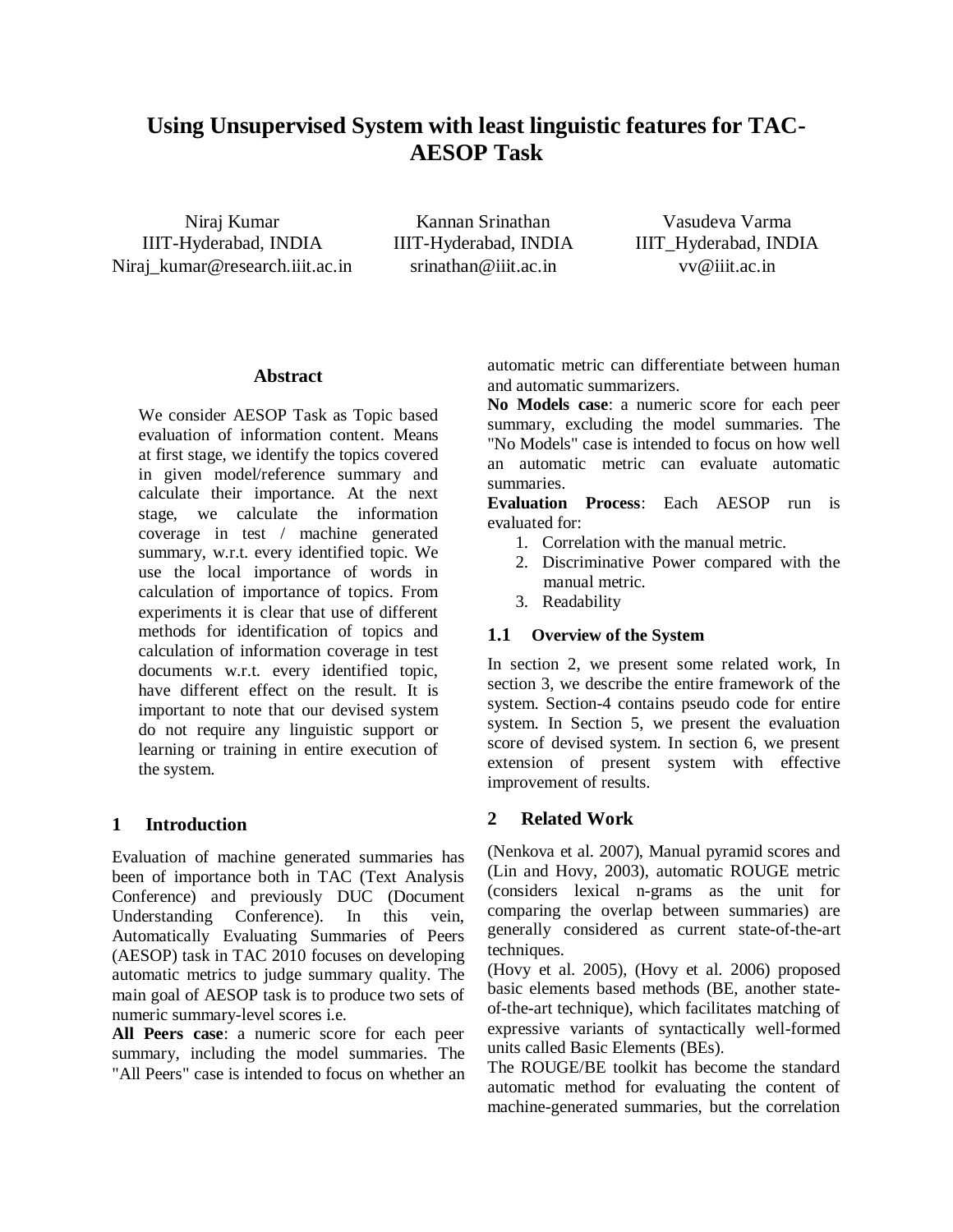# Using Unsupervised System with least linguistic features for TAC-AESOP Task

Niraj Kumar
IIIT-Hyderabad, INDIA
Niraj_kumar@research.iiit.ac.in

Kannan Srinathan
IIIT-Hyderabad, INDIA
srinathan@iiit.ac.in

Vasudeva Varma
IIIT_Hyderabad, INDIA
vv@iiit.ac.in

## Abstract

We consider AESOP Task as Topic based evaluation of information content. Means at first stage, we identify the topics covered in given model/reference summary and calculate their importance. At the next stage, we calculate the information coverage in test / machine generated summary, w.r.t. every identified topic. We use the local importance of words in calculation of importance of topics. From experiments it is clear that use of different methods for identification of topics and calculation of information coverage in test documents w.r.t. every identified topic, have different effect on the result. It is important to note that our devised system do not require any linguistic support or learning or training in entire execution of the system.

## 1 Introduction

Evaluation of machine generated summaries has been of importance both in TAC (Text Analysis Conference) and previously DUC (Document Understanding Conference). In this vein, Automatically Evaluating Summaries of Peers (AESOP) task in TAC 2010 focuses on developing automatic metrics to judge summary quality. The main goal of AESOP task is to produce two sets of numeric summary-level scores i.e.

**All Peers case**: a numeric score for each peer summary, including the model summaries. The "All Peers" case is intended to focus on whether an automatic metric can differentiate between human and automatic summarizers.

**No Models case**: a numeric score for each peer summary, excluding the model summaries. The "No Models" case is intended to focus on how well an automatic metric can evaluate automatic summaries.

**Evaluation Process**: Each AESOP run is evaluated for:

1. Correlation with the manual metric.
2. Discriminative Power compared with the manual metric.
3. Readability

### 1.1 Overview of the System

In section 2, we present some related work, In section 3, we describe the entire framework of the system. Section-4 contains pseudo code for entire system. In Section 5, we present the evaluation score of devised system. In section 6, we present extension of present system with effective improvement of results.

## 2 Related Work

(Nenkova et al. 2007), Manual pyramid scores and (Lin and Hovy, 2003), automatic ROUGE metric (considers lexical n-grams as the unit for comparing the overlap between summaries) are generally considered as current state-of-the-art techniques.

(Hovy et al. 2005), (Hovy et al. 2006) proposed basic elements based methods (BE, another state-of-the-art technique), which facilitates matching of expressive variants of syntactically well-formed units called Basic Elements (BEs).

The ROUGE/BE toolkit has become the standard automatic method for evaluating the content of machine-generated summaries, but the correlation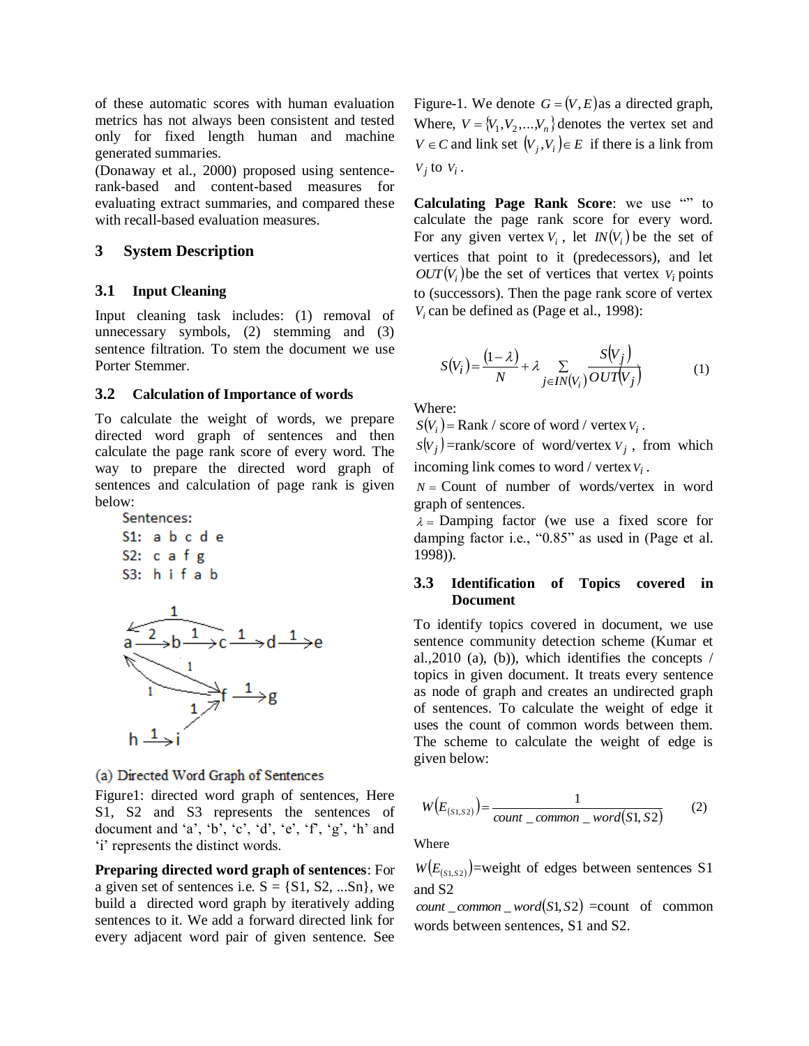of these automatic scores with human evaluation metrics has not always been consistent and tested only for fixed length human and machine generated summaries.

(Donaway et al., 2000) proposed using sentence-rank-based and content-based measures for evaluating extract summaries, and compared these with recall-based evaluation measures.

## 3 System Description

### 3.1 Input Cleaning

Input cleaning task includes: (1) removal of unnecessary symbols, (2) stemming and (3) sentence filtration. To stem the document we use Porter Stemmer.

### 3.2 Calculation of Importance of words

To calculate the weight of words, we prepare directed word graph of sentences and then calculate the page rank score of every word. The way to prepare the directed word graph of sentences and calculation of page rank is given below:

Sentences:

S1: a b c d e

S2: c a f g

S3: h i f a b

(a) Directed Word Graph of Sentences

Figure1: directed word graph of sentences, Here S1, S2 and S3 represents the sentences of document and 'a', 'b', 'c', 'd', 'e', 'f', 'g', 'h' and 'i' represents the distinct words.

**Preparing directed word graph of sentences**: For a given set of sentences i.e. S = {S1, S2, ...Sn}, we build a directed word graph by iteratively adding sentences to it. We add a forward directed link for every adjacent word pair of given sentence. See Figure-1. We denote $G = (V, E)$ as a directed graph, Where, $V = \{V_1, V_2, \ldots, V_n\}$ denotes the vertex set and $V \in C$ and link set $(V_j, V_i) \in E$ if there is a link from $V_j$ to $V_i$.

**Calculating Page Rank Score**: we use "" to calculate the page rank score for every word. For any given vertex $V_i$, let $IN(V_i)$ be the set of vertices that point to it (predecessors), and let $OUT(V_i)$ be the set of vertices that vertex $V_i$ points to (successors). Then the page rank score of vertex $V_i$ can be defined as (Page et al., 1998):

$$S(V_i) = \frac{(1-\lambda)}{N} + \lambda \sum_{j \in IN(V_i)} \frac{S(V_j)}{OUT(V_j)} \qquad (1)$$

Where:

$S(V_i)$ = Rank / score of word / vertex $V_i$.

$S(V_j)$ =rank/score of word/vertex $V_j$, from which incoming link comes to word / vertex $V_i$.

$N$ = Count of number of words/vertex in word graph of sentences.

$\lambda$ = Damping factor (we use a fixed score for damping factor i.e., "0.85" as used in (Page et al. 1998)).

### 3.3 Identification of Topics covered in Document

To identify topics covered in document, we use sentence community detection scheme (Kumar et al.,2010 (a), (b)), which identifies the concepts / topics in given document. It treats every sentence as node of graph and creates an undirected graph of sentences. To calculate the weight of edge it uses the count of common words between them. The scheme to calculate the weight of edge is given below:

$$W(E_{(S1,S2)}) = \frac{1}{count\_common\_word(S1, S2)} \qquad (2)$$

Where

$W(E_{(S1,S2)})$=weight of edges between sentences S1 and S2

$count\_common\_word(S1, S2)$ =count of common words between sentences, S1 and S2.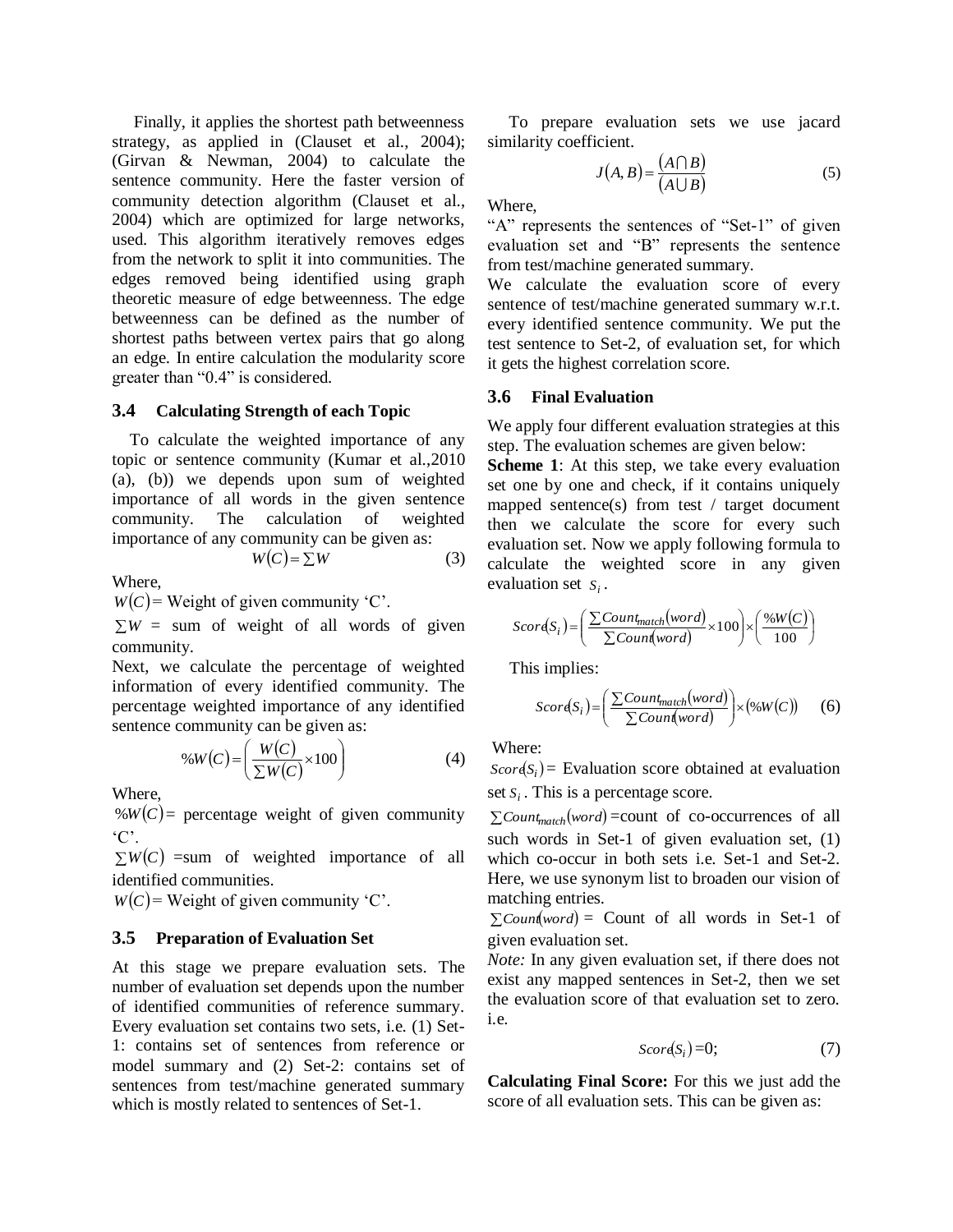Finally, it applies the shortest path betweenness strategy, as applied in (Clauset et al., 2004); (Girvan & Newman, 2004) to calculate the sentence community. Here the faster version of community detection algorithm (Clauset et al., 2004) which are optimized for large networks, used. This algorithm iteratively removes edges from the network to split it into communities. The edges removed being identified using graph theoretic measure of edge betweenness. The edge betweenness can be defined as the number of shortest paths between vertex pairs that go along an edge. In entire calculation the modularity score greater than "0.4" is considered.

### 3.4 Calculating Strength of each Topic

To calculate the weighted importance of any topic or sentence community (Kumar et al.,2010 (a), (b)) we depends upon sum of weighted importance of all words in the given sentence community. The calculation of weighted importance of any community can be given as:

$$W(C) = \sum W \tag{3}$$

Where,

$W(C)$ = Weight of given community 'C'.

$\sum W$ = sum of weight of all words of given community.

Next, we calculate the percentage of weighted information of every identified community. The percentage weighted importance of any identified sentence community can be given as:

$$\%W(C) = \left( \frac{W(C)}{\sum W(C)} \times 100 \right) \tag{4}$$

Where,

$\%W(C)$ = percentage weight of given community 'C'.

$\sum W(C)$ =sum of weighted importance of all identified communities.

$W(C)$ = Weight of given community 'C'.

### 3.5 Preparation of Evaluation Set

At this stage we prepare evaluation sets. The number of evaluation set depends upon the number of identified communities of reference summary. Every evaluation set contains two sets, i.e. (1) Set-1: contains set of sentences from reference or model summary and (2) Set-2: contains set of sentences from test/machine generated summary which is mostly related to sentences of Set-1.

To prepare evaluation sets we use jacard similarity coefficient.

$$J(A,B) = \frac{(A \cap B)}{(A \cup B)} \tag{5}$$

Where,

"A" represents the sentences of "Set-1" of given evaluation set and "B" represents the sentence from test/machine generated summary.

We calculate the evaluation score of every sentence of test/machine generated summary w.r.t. every identified sentence community. We put the test sentence to Set-2, of evaluation set, for which it gets the highest correlation score.

### 3.6 Final Evaluation

We apply four different evaluation strategies at this step. The evaluation schemes are given below:

**Scheme 1**: At this step, we take every evaluation set one by one and check, if it contains uniquely mapped sentence(s) from test / target document then we calculate the score for every such evaluation set. Now we apply following formula to calculate the weighted score in any given evaluation set $S_i$.

$$Score(S_i) = \left( \frac{\sum Count_{match}(word)}{\sum Count(word)} \times 100 \right) \times \left( \frac{\%W(C)}{100} \right)$$

This implies:

$$Score(S_i) = \left( \frac{\sum Count_{match}(word)}{\sum Count(word)} \right) \times (\%W(C)) \tag{6}$$

Where:

$Score(S_i)$ = Evaluation score obtained at evaluation set $S_i$. This is a percentage score.

$\sum Count_{match}(word)$ =count of co-occurrences of all such words in Set-1 of given evaluation set, (1) which co-occur in both sets i.e. Set-1 and Set-2. Here, we use synonym list to broaden our vision of matching entries.

$\sum Count(word)$ = Count of all words in Set-1 of given evaluation set.

*Note:* In any given evaluation set, if there does not exist any mapped sentences in Set-2, then we set the evaluation score of that evaluation set to zero. i.e.

$$Score(S_i) = 0; \tag{7}$$

**Calculating Final Score:** For this we just add the score of all evaluation sets. This can be given as: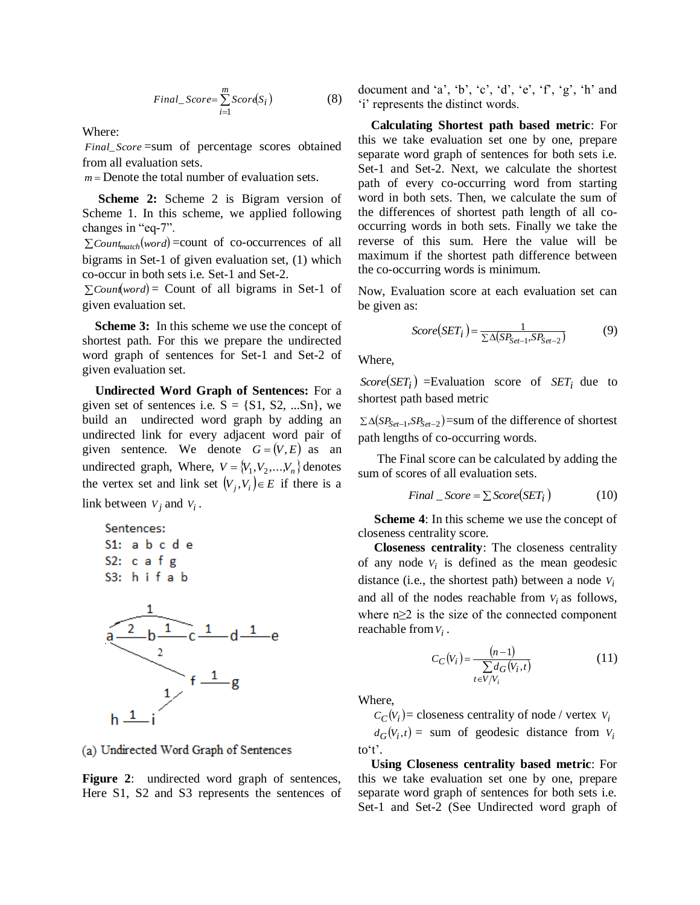$$Final\_Score = \sum_{i=1}^{m} Score(S_i) \quad (8)$$

Where:

$Final\_Score$ =sum of percentage scores obtained from all evaluation sets.

$m$ = Denote the total number of evaluation sets.

**Scheme 2:** Scheme 2 is Bigram version of Scheme 1. In this scheme, we applied following changes in "eq-7".

$\sum Count_{match}(word)$ =count of co-occurrences of all bigrams in Set-1 of given evaluation set, (1) which co-occur in both sets i.e. Set-1 and Set-2.

$\sum Count(word)$ = Count of all bigrams in Set-1 of given evaluation set.

**Scheme 3:** In this scheme we use the concept of shortest path. For this we prepare the undirected word graph of sentences for Set-1 and Set-2 of given evaluation set.

**Undirected Word Graph of Sentences:** For a given set of sentences i.e. S = {S1, S2, ...Sn}, we build an undirected word graph by adding an undirected link for every adjacent word pair of given sentence. We denote $G = (V, E)$ as an undirected graph, Where, $V = \{V_1, V_2, \ldots, V_n\}$ denotes the vertex set and link set $(V_j, V_i) \in E$ if there is a link between $V_j$ and $V_i$.

Sentences:
S1: a b c d e
S2: c a f g
S3: h i f a b

(a) Undirected Word Graph of Sentences

**Figure 2**: undirected word graph of sentences, Here S1, S2 and S3 represents the sentences of document and 'a', 'b', 'c', 'd', 'e', 'f', 'g', 'h' and 'i' represents the distinct words.

**Calculating Shortest path based metric**: For this we take evaluation set one by one, prepare separate word graph of sentences for both sets i.e. Set-1 and Set-2. Next, we calculate the shortest path of every co-occurring word from starting word in both sets. Then, we calculate the sum of the differences of shortest path length of all co-occurring words in both sets. Finally we take the reverse of this sum. Here the value will be maximum if the shortest path difference between the co-occurring words is minimum.

Now, Evaluation score at each evaluation set can be given as:

$$Score(SET_i) = \frac{1}{\sum \Delta(SP_{Set-1}, SP_{Set-2})} \quad (9)$$

Where,

$Score(SET_i)$ =Evaluation score of $SET_i$ due to shortest path based metric

$\sum \Delta(SP_{Set-1}, SP_{Set-2})$=sum of the difference of shortest path lengths of co-occurring words.

The Final score can be calculated by adding the sum of scores of all evaluation sets.

$$Final\_Score = \sum Score(SET_i) \quad (10)$$

**Scheme 4**: In this scheme we use the concept of closeness centrality score.

**Closeness centrality**: The closeness centrality of any node $v_i$ is defined as the mean geodesic distance (i.e., the shortest path) between a node $v_i$ and all of the nodes reachable from $v_i$ as follows, where n≥2 is the size of the connected component reachable from $v_i$.

$$C_C(v_i) = \frac{(n-1)}{\sum_{t \in V/V_i} d_G(v_i, t)} \quad (11)$$

Where,

$C_C(v_i)$= closeness centrality of node / vertex $v_i$

$d_G(v_i, t)$ = sum of geodesic distance from $v_i$ to 't'.

**Using Closeness centrality based metric**: For this we take evaluation set one by one, prepare separate word graph of sentences for both sets i.e. Set-1 and Set-2 (See Undirected word graph of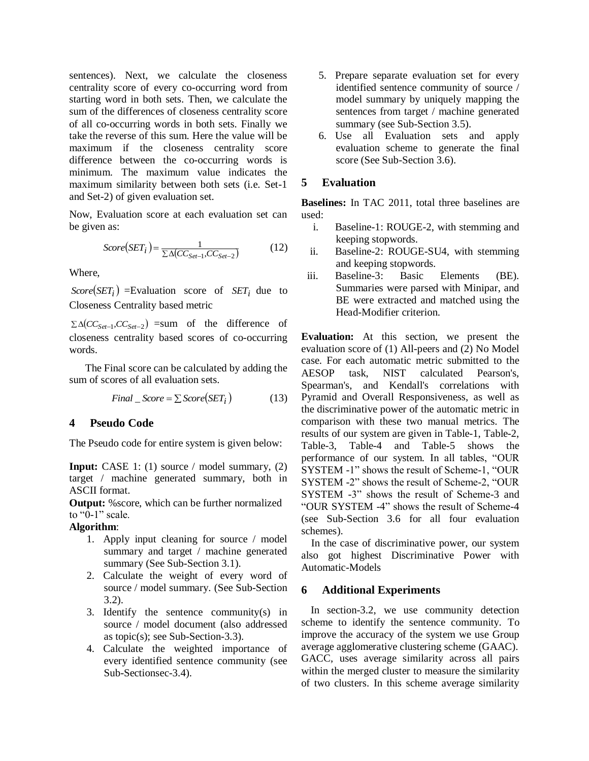sentences). Next, we calculate the closeness centrality score of every co-occurring word from starting word in both sets. Then, we calculate the sum of the differences of closeness centrality score of all co-occurring words in both sets. Finally we take the reverse of this sum. Here the value will be maximum if the closeness centrality score difference between the co-occurring words is minimum. The maximum value indicates the maximum similarity between both sets (i.e. Set-1 and Set-2) of given evaluation set.

Now, Evaluation score at each evaluation set can be given as:

$$Score(SET_i) = \frac{1}{\sum \Delta(CC_{Set-1}, CC_{Set-2})} \quad (12)$$

Where,

$Score(SET_i)$ =Evaluation score of $SET_i$ due to Closeness Centrality based metric

$\sum \Delta(CC_{Set-1}, CC_{Set-2})$ =sum of the difference of closeness centrality based scores of co-occurring words.

The Final score can be calculated by adding the sum of scores of all evaluation sets.

$$Final\_Score = \sum Score(SET_i) \quad (13)$$

## 4 Pseudo Code

The Pseudo code for entire system is given below:

**Input:** CASE 1: (1) source / model summary, (2) target / machine generated summary, both in ASCII format.

**Output:** %score, which can be further normalized to "0-1" scale.

**Algorithm**:

1. Apply input cleaning for source / model summary and target / machine generated summary (See Sub-Section 3.1).
2. Calculate the weight of every word of source / model summary. (See Sub-Section 3.2).
3. Identify the sentence community(s) in source / model document (also addressed as topic(s); see Sub-Section-3.3).
4. Calculate the weighted importance of every identified sentence community (see Sub-Sectionsec-3.4).
5. Prepare separate evaluation set for every identified sentence community of source / model summary by uniquely mapping the sentences from target / machine generated summary (see Sub-Section 3.5).
6. Use all Evaluation sets and apply evaluation scheme to generate the final score (See Sub-Section 3.6).

## 5 Evaluation

**Baselines:** In TAC 2011, total three baselines are used:

i. Baseline-1: ROUGE-2, with stemming and keeping stopwords.
ii. Baseline-2: ROUGE-SU4, with stemming and keeping stopwords.
iii. Baseline-3: Basic Elements (BE). Summaries were parsed with Minipar, and BE were extracted and matched using the Head-Modifier criterion.

**Evaluation:** At this section, we present the evaluation score of (1) All-peers and (2) No Model case. For each automatic metric submitted to the AESOP task, NIST calculated Pearson's, Spearman's, and Kendall's correlations with Pyramid and Overall Responsiveness, as well as the discriminative power of the automatic metric in comparison with these two manual metrics. The results of our system are given in Table-1, Table-2, Table-3, Table-4 and Table-5 shows the performance of our system. In all tables, "OUR SYSTEM -1" shows the result of Scheme-1, "OUR SYSTEM -2" shows the result of Scheme-2, "OUR SYSTEM -3" shows the result of Scheme-3 and "OUR SYSTEM -4" shows the result of Scheme-4 (see Sub-Section 3.6 for all four evaluation schemes).

In the case of discriminative power, our system also got highest Discriminative Power with Automatic-Models

## 6 Additional Experiments

In section-3.2, we use community detection scheme to identify the sentence community. To improve the accuracy of the system we use Group average agglomerative clustering scheme (GAAC). GACC, uses average similarity across all pairs within the merged cluster to measure the similarity of two clusters. In this scheme average similarity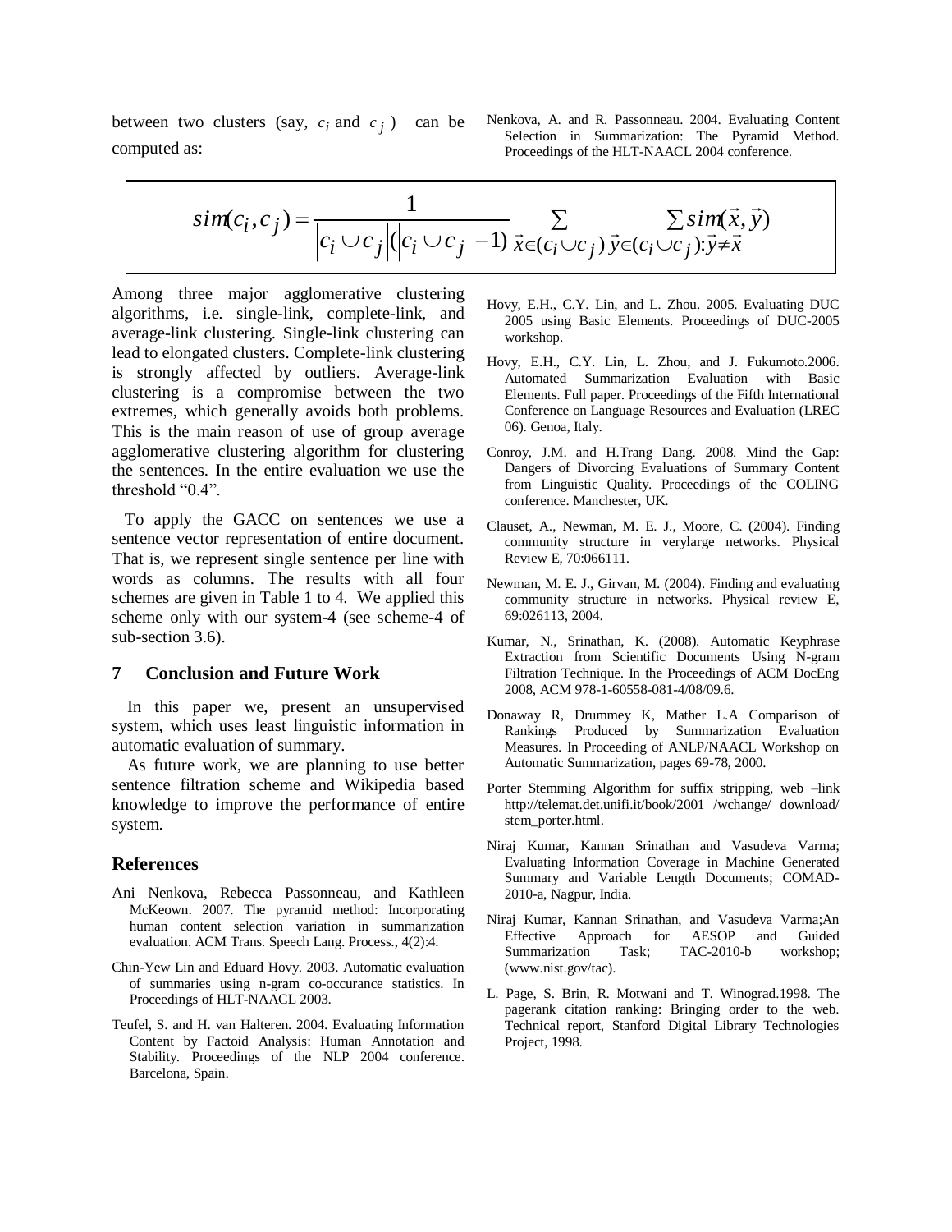between two clusters (say, $c_i$ and $c_j$) can be computed as:

$$sim(c_i, c_j) = \frac{1}{|c_i \cup c_j|(|c_i \cup c_j| - 1)} \sum_{\vec{x} \in (c_i \cup c_j)} \sum_{\vec{y} \in (c_i \cup c_j): \vec{y} \neq \vec{x}} sim(\vec{x}, \vec{y})$$

Among three major agglomerative clustering algorithms, i.e. single-link, complete-link, and average-link clustering. Single-link clustering can lead to elongated clusters. Complete-link clustering is strongly affected by outliers. Average-link clustering is a compromise between the two extremes, which generally avoids both problems. This is the main reason of use of group average agglomerative clustering algorithm for clustering the sentences. In the entire evaluation we use the threshold "0.4".

To apply the GACC on sentences we use a sentence vector representation of entire document. That is, we represent single sentence per line with words as columns. The results with all four schemes are given in Table 1 to 4. We applied this scheme only with our system-4 (see scheme-4 of sub-section 3.6).

## 7 Conclusion and Future Work

In this paper we, present an unsupervised system, which uses least linguistic information in automatic evaluation of summary.

As future work, we are planning to use better sentence filtration scheme and Wikipedia based knowledge to improve the performance of entire system.

## References

Ani Nenkova, Rebecca Passonneau, and Kathleen McKeown. 2007. The pyramid method: Incorporating human content selection variation in summarization evaluation. ACM Trans. Speech Lang. Process., 4(2):4.

Chin-Yew Lin and Eduard Hovy. 2003. Automatic evaluation of summaries using n-gram co-occurance statistics. In Proceedings of HLT-NAACL 2003.

Teufel, S. and H. van Halteren. 2004. Evaluating Information Content by Factoid Analysis: Human Annotation and Stability. Proceedings of the NLP 2004 conference. Barcelona, Spain.

Nenkova, A. and R. Passonneau. 2004. Evaluating Content Selection in Summarization: The Pyramid Method. Proceedings of the HLT-NAACL 2004 conference.

Hovy, E.H., C.Y. Lin, and L. Zhou. 2005. Evaluating DUC 2005 using Basic Elements. Proceedings of DUC-2005 workshop.

Hovy, E.H., C.Y. Lin, L. Zhou, and J. Fukumoto.2006. Automated Summarization Evaluation with Basic Elements. Full paper. Proceedings of the Fifth International Conference on Language Resources and Evaluation (LREC 06). Genoa, Italy.

Conroy, J.M. and H.Trang Dang. 2008. Mind the Gap: Dangers of Divorcing Evaluations of Summary Content from Linguistic Quality. Proceedings of the COLING conference. Manchester, UK.

Clauset, A., Newman, M. E. J., Moore, C. (2004). Finding community structure in verylarge networks. Physical Review E, 70:066111.

Newman, M. E. J., Girvan, M. (2004). Finding and evaluating community structure in networks. Physical review E, 69:026113, 2004.

Kumar, N., Srinathan, K. (2008). Automatic Keyphrase Extraction from Scientific Documents Using N-gram Filtration Technique. In the Proceedings of ACM DocEng 2008, ACM 978-1-60558-081-4/08/09.6.

Donaway R, Drummey K, Mather L.A Comparison of Rankings Produced by Summarization Evaluation Measures. In Proceeding of ANLP/NAACL Workshop on Automatic Summarization, pages 69-78, 2000.

Porter Stemming Algorithm for suffix stripping, web –link http://telemat.det.unifi.it/book/2001 /wchange/ download/ stem_porter.html.

Niraj Kumar, Kannan Srinathan and Vasudeva Varma; Evaluating Information Coverage in Machine Generated Summary and Variable Length Documents; COMAD-2010-a, Nagpur, India.

Niraj Kumar, Kannan Srinathan, and Vasudeva Varma;An Effective Approach for AESOP and Guided Summarization Task; TAC-2010-b workshop; (www.nist.gov/tac).

L. Page, S. Brin, R. Motwani and T. Winograd.1998. The pagerank citation ranking: Bringing order to the web. Technical report, Stanford Digital Library Technologies Project, 1998.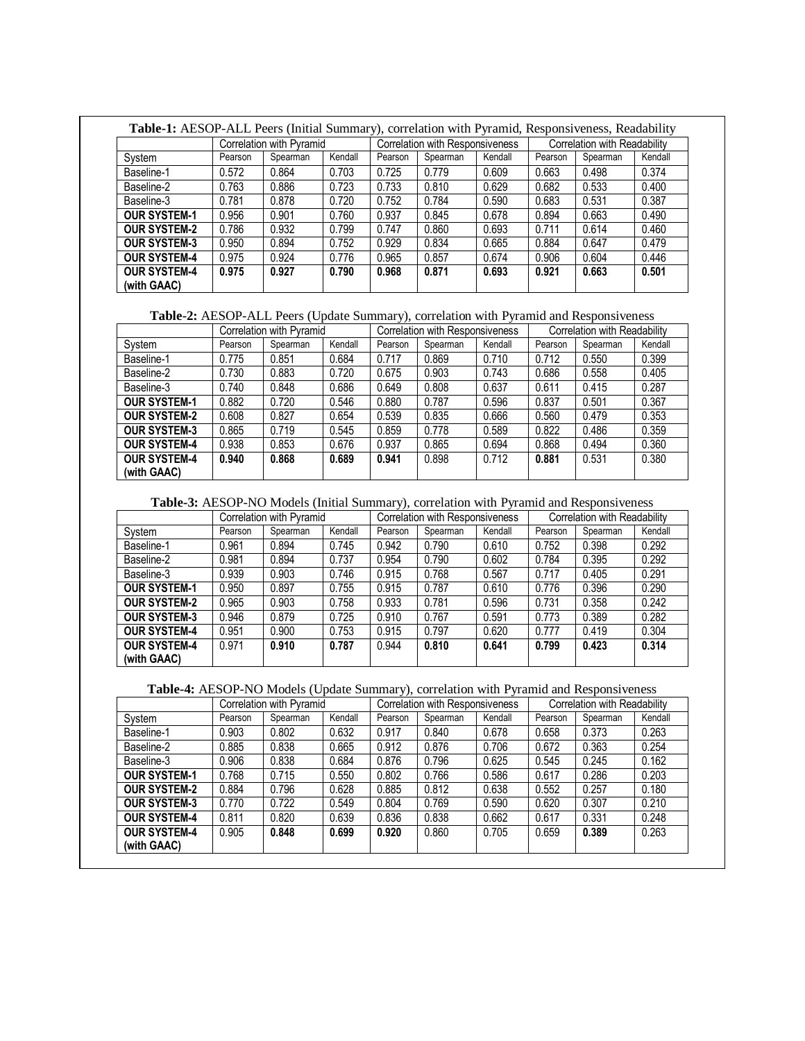**Table-1:** AESOP-ALL Peers (Initial Summary), correlation with Pyramid, Responsiveness, Readability

| | Correlation with Pyramid | | | Correlation with Responsiveness | | | Correlation with Readability | | |
|---|---|---|---|---|---|---|---|---|---|
| System | Pearson | Spearman | Kendall | Pearson | Spearman | Kendall | Pearson | Spearman | Kendall |
| Baseline-1 | 0.572 | 0.864 | 0.703 | 0.725 | 0.779 | 0.609 | 0.663 | 0.498 | 0.374 |
| Baseline-2 | 0.763 | 0.886 | 0.723 | 0.733 | 0.810 | 0.629 | 0.682 | 0.533 | 0.400 |
| Baseline-3 | 0.781 | 0.878 | 0.720 | 0.752 | 0.784 | 0.590 | 0.683 | 0.531 | 0.387 |
| **OUR SYSTEM-1** | 0.956 | 0.901 | 0.760 | 0.937 | 0.845 | 0.678 | 0.894 | 0.663 | 0.490 |
| **OUR SYSTEM-2** | 0.786 | 0.932 | 0.799 | 0.747 | 0.860 | 0.693 | 0.711 | 0.614 | 0.460 |
| **OUR SYSTEM-3** | 0.950 | 0.894 | 0.752 | 0.929 | 0.834 | 0.665 | 0.884 | 0.647 | 0.479 |
| **OUR SYSTEM-4** | 0.975 | 0.924 | 0.776 | 0.965 | 0.857 | 0.674 | 0.906 | 0.604 | 0.446 |
| **OUR SYSTEM-4 (with GAAC)** | **0.975** | **0.927** | **0.790** | **0.968** | **0.871** | **0.693** | **0.921** | **0.663** | **0.501** |

**Table-2:** AESOP-ALL Peers (Update Summary), correlation with Pyramid and Responsiveness

| | Correlation with Pyramid | | | Correlation with Responsiveness | | | Correlation with Readability | | |
|---|---|---|---|---|---|---|---|---|---|
| System | Pearson | Spearman | Kendall | Pearson | Spearman | Kendall | Pearson | Spearman | Kendall |
| Baseline-1 | 0.775 | 0.851 | 0.684 | 0.717 | 0.869 | 0.710 | 0.712 | 0.550 | 0.399 |
| Baseline-2 | 0.730 | 0.883 | 0.720 | 0.675 | 0.903 | 0.743 | 0.686 | 0.558 | 0.405 |
| Baseline-3 | 0.740 | 0.848 | 0.686 | 0.649 | 0.808 | 0.637 | 0.611 | 0.415 | 0.287 |
| **OUR SYSTEM-1** | 0.882 | 0.720 | 0.546 | 0.880 | 0.787 | 0.596 | 0.837 | 0.501 | 0.367 |
| **OUR SYSTEM-2** | 0.608 | 0.827 | 0.654 | 0.539 | 0.835 | 0.666 | 0.560 | 0.479 | 0.353 |
| **OUR SYSTEM-3** | 0.865 | 0.719 | 0.545 | 0.859 | 0.778 | 0.589 | 0.822 | 0.486 | 0.359 |
| **OUR SYSTEM-4** | 0.938 | 0.853 | 0.676 | 0.937 | 0.865 | 0.694 | 0.868 | 0.494 | 0.360 |
| **OUR SYSTEM-4 (with GAAC)** | **0.940** | **0.868** | **0.689** | **0.941** | 0.898 | 0.712 | **0.881** | 0.531 | 0.380 |

**Table-3:** AESOP-NO Models (Initial Summary), correlation with Pyramid and Responsiveness

| | Correlation with Pyramid | | | Correlation with Responsiveness | | | Correlation with Readability | | |
|---|---|---|---|---|---|---|---|---|---|
| System | Pearson | Spearman | Kendall | Pearson | Spearman | Kendall | Pearson | Spearman | Kendall |
| Baseline-1 | 0.961 | 0.894 | 0.745 | 0.942 | 0.790 | 0.610 | 0.752 | 0.398 | 0.292 |
| Baseline-2 | 0.981 | 0.894 | 0.737 | 0.954 | 0.790 | 0.602 | 0.784 | 0.395 | 0.292 |
| Baseline-3 | 0.939 | 0.903 | 0.746 | 0.915 | 0.768 | 0.567 | 0.717 | 0.405 | 0.291 |
| **OUR SYSTEM-1** | 0.950 | 0.897 | 0.755 | 0.915 | 0.787 | 0.610 | 0.776 | 0.396 | 0.290 |
| **OUR SYSTEM-2** | 0.965 | 0.903 | 0.758 | 0.933 | 0.781 | 0.596 | 0.731 | 0.358 | 0.242 |
| **OUR SYSTEM-3** | 0.946 | 0.879 | 0.725 | 0.910 | 0.767 | 0.591 | 0.773 | 0.389 | 0.282 |
| **OUR SYSTEM-4** | 0.951 | 0.900 | 0.753 | 0.915 | 0.797 | 0.620 | 0.777 | 0.419 | 0.304 |
| **OUR SYSTEM-4 (with GAAC)** | 0.971 | **0.910** | **0.787** | 0.944 | **0.810** | **0.641** | **0.799** | **0.423** | **0.314** |

**Table-4:** AESOP-NO Models (Update Summary), correlation with Pyramid and Responsiveness

| | Correlation with Pyramid | | | Correlation with Responsiveness | | | Correlation with Readability | | |
|---|---|---|---|---|---|---|---|---|---|
| System | Pearson | Spearman | Kendall | Pearson | Spearman | Kendall | Pearson | Spearman | Kendall |
| Baseline-1 | 0.903 | 0.802 | 0.632 | 0.917 | 0.840 | 0.678 | 0.658 | 0.373 | 0.263 |
| Baseline-2 | 0.885 | 0.838 | 0.665 | 0.912 | 0.876 | 0.706 | 0.672 | 0.363 | 0.254 |
| Baseline-3 | 0.906 | 0.838 | 0.684 | 0.876 | 0.796 | 0.625 | 0.545 | 0.245 | 0.162 |
| **OUR SYSTEM-1** | 0.768 | 0.715 | 0.550 | 0.802 | 0.766 | 0.586 | 0.617 | 0.286 | 0.203 |
| **OUR SYSTEM-2** | 0.884 | 0.796 | 0.628 | 0.885 | 0.812 | 0.638 | 0.552 | 0.257 | 0.180 |
| **OUR SYSTEM-3** | 0.770 | 0.722 | 0.549 | 0.804 | 0.769 | 0.590 | 0.620 | 0.307 | 0.210 |
| **OUR SYSTEM-4** | 0.811 | 0.820 | 0.639 | 0.836 | 0.838 | 0.662 | 0.617 | 0.331 | 0.248 |
| **OUR SYSTEM-4 (with GAAC)** | 0.905 | **0.848** | **0.699** | **0.920** | 0.860 | 0.705 | 0.659 | **0.389** | 0.263 |